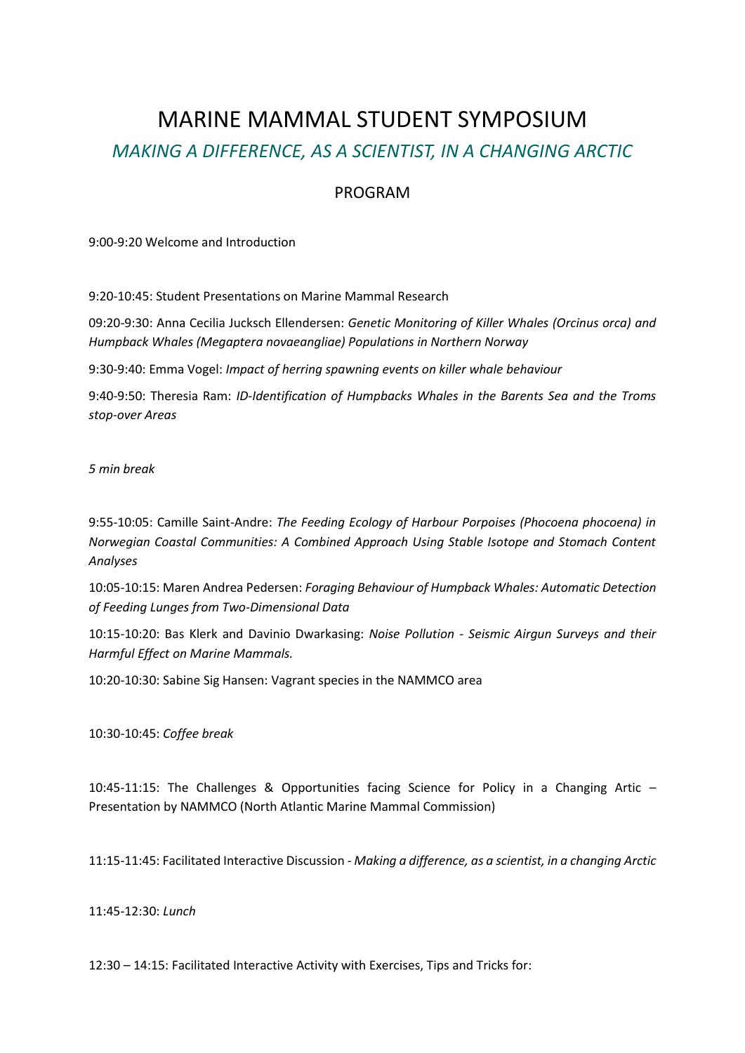# MARINE MAMMAL STUDENT SYMPOSIUM

## *MAKING A DIFFERENCE, AS A SCIENTIST, IN A CHANGING ARCTIC*

### PROGRAM

9:00-9:20 Welcome and Introduction

9:20-10:45: Student Presentations on Marine Mammal Research

09:20-9:30: Anna Cecilia Jucksch Ellendersen: *Genetic Monitoring of Killer Whales (Orcinus orca) and Humpback Whales (Megaptera novaeangliae) Populations in Northern Norway*

9:30-9:40: Emma Vogel: *Impact of herring spawning events on killer whale behaviour*

9:40-9:50: Theresia Ram: *ID-Identification of Humpbacks Whales in the Barents Sea and the Troms stop-over Areas*

*5 min break*

9:55-10:05: Camille Saint-Andre: *The Feeding Ecology of Harbour Porpoises (Phocoena phocoena) in Norwegian Coastal Communities: A Combined Approach Using Stable Isotope and Stomach Content Analyses*

10:05-10:15: Maren Andrea Pedersen: *Foraging Behaviour of Humpback Whales: Automatic Detection of Feeding Lunges from Two-Dimensional Data*

10:15-10:20: Bas Klerk and Davinio Dwarkasing: *Noise Pollution - Seismic Airgun Surveys and their Harmful Effect on Marine Mammals.*

10:20-10:30: Sabine Sig Hansen: Vagrant species in the NAMMCO area

10:30-10:45: *Coffee break*

10:45-11:15: The Challenges & Opportunities facing Science for Policy in a Changing Artic – Presentation by NAMMCO (North Atlantic Marine Mammal Commission)

11:15-11:45: Facilitated Interactive Discussion - *Making a difference, as a scientist, in a changing Arctic*

11:45-12:30: *Lunch*

12:30 – 14:15: Facilitated Interactive Activity with Exercises, Tips and Tricks for: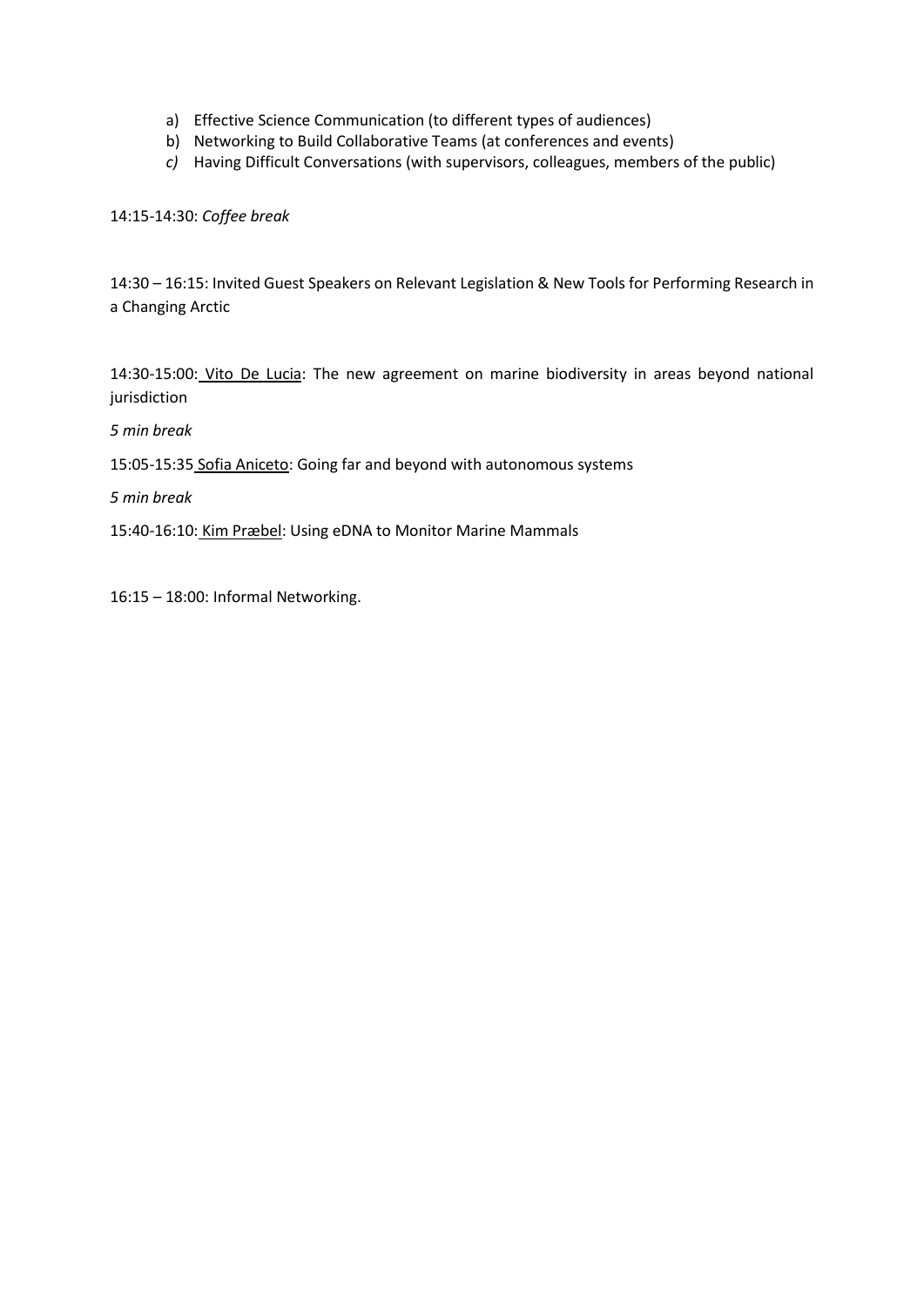a) Effective Science Communication (to different types of audiences)
b) Networking to Build Collaborative Teams (at conferences and events)
*c)* Having Difficult Conversations (with supervisors, colleagues, members of the public)

14:15-14:30: *Coffee break*

14:30 – 16:15: Invited Guest Speakers on Relevant Legislation & New Tools for Performing Research in a Changing Arctic

14:30-15:00: Vito De Lucia: The new agreement on marine biodiversity in areas beyond national jurisdiction

*5 min break*

15:05-15:35 Sofia Aniceto: Going far and beyond with autonomous systems

*5 min break*

15:40-16:10: Kim Præbel: Using eDNA to Monitor Marine Mammals

16:15 – 18:00: Informal Networking.